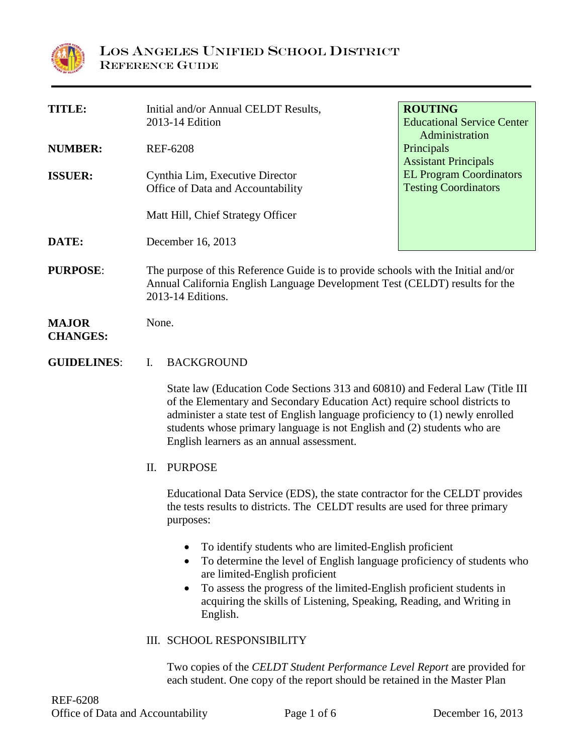# LOS ANGELES UNIFIED SCHOOL DISTRICT
## REFERENCE GUIDE

| | | |
|---|---|---|
| **TITLE:** | Initial and/or Annual CELDT Results, 2013-14 Edition | **ROUTING**<br>Educational Service Center Administration<br>Principals<br>Assistant Principals<br>EL Program Coordinators<br>Testing Coordinators |
| **NUMBER:** | REF-6208 | |
| **ISSUER:** | Cynthia Lim, Executive Director<br>Office of Data and Accountability<br><br>Matt Hill, Chief Strategy Officer | |
| **DATE:** | December 16, 2013 | |

**PURPOSE**: The purpose of this Reference Guide is to provide schools with the Initial and/or Annual California English Language Development Test (CELDT) results for the 2013-14 Editions.

**MAJOR CHANGES:** None.

**GUIDELINES**:

I. BACKGROUND

State law (Education Code Sections 313 and 60810) and Federal Law (Title III of the Elementary and Secondary Education Act) require school districts to administer a state test of English language proficiency to (1) newly enrolled students whose primary language is not English and (2) students who are English learners as an annual assessment.

II. PURPOSE

Educational Data Service (EDS), the state contractor for the CELDT provides the tests results to districts. The CELDT results are used for three primary purposes:

- To identify students who are limited-English proficient
- To determine the level of English language proficiency of students who are limited-English proficient
- To assess the progress of the limited-English proficient students in acquiring the skills of Listening, Speaking, Reading, and Writing in English.

III. SCHOOL RESPONSIBILITY

Two copies of the *CELDT Student Performance Level Report* are provided for each student. One copy of the report should be retained in the Master Plan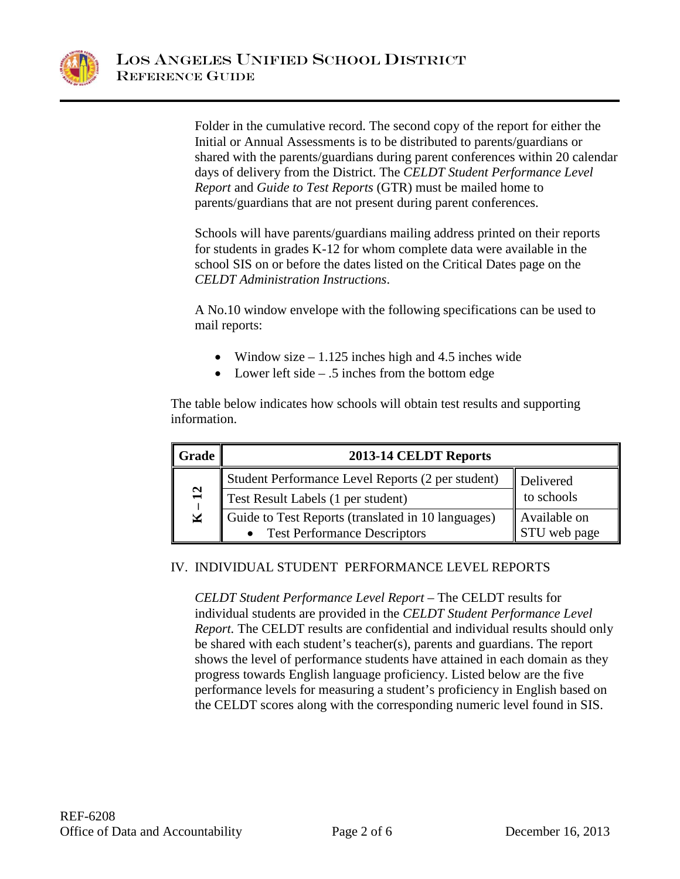Folder in the cumulative record. The second copy of the report for either the Initial or Annual Assessments is to be distributed to parents/guardians or shared with the parents/guardians during parent conferences within 20 calendar days of delivery from the District. The *CELDT Student Performance Level Report* and *Guide to Test Reports* (GTR) must be mailed home to parents/guardians that are not present during parent conferences.

Schools will have parents/guardians mailing address printed on their reports for students in grades K-12 for whom complete data were available in the school SIS on or before the dates listed on the Critical Dates page on the *CELDT Administration Instructions*.

A No.10 window envelope with the following specifications can be used to mail reports:

- Window size – 1.125 inches high and 4.5 inches wide
- Lower left side – .5 inches from the bottom edge

The table below indicates how schools will obtain test results and supporting information.

| Grade | 2013-14 CELDT Reports | |
|---|---|---|
| K – 12 | Student Performance Level Reports (2 per student) | Delivered to schools |
| | Test Result Labels (1 per student) | |
| | Guide to Test Reports (translated in 10 languages) <br> • Test Performance Descriptors | Available on STU web page |

IV. INDIVIDUAL STUDENT PERFORMANCE LEVEL REPORTS

*CELDT Student Performance Level Report* – The CELDT results for individual students are provided in the *CELDT Student Performance Level Report.* The CELDT results are confidential and individual results should only be shared with each student's teacher(s), parents and guardians. The report shows the level of performance students have attained in each domain as they progress towards English language proficiency. Listed below are the five performance levels for measuring a student's proficiency in English based on the CELDT scores along with the corresponding numeric level found in SIS.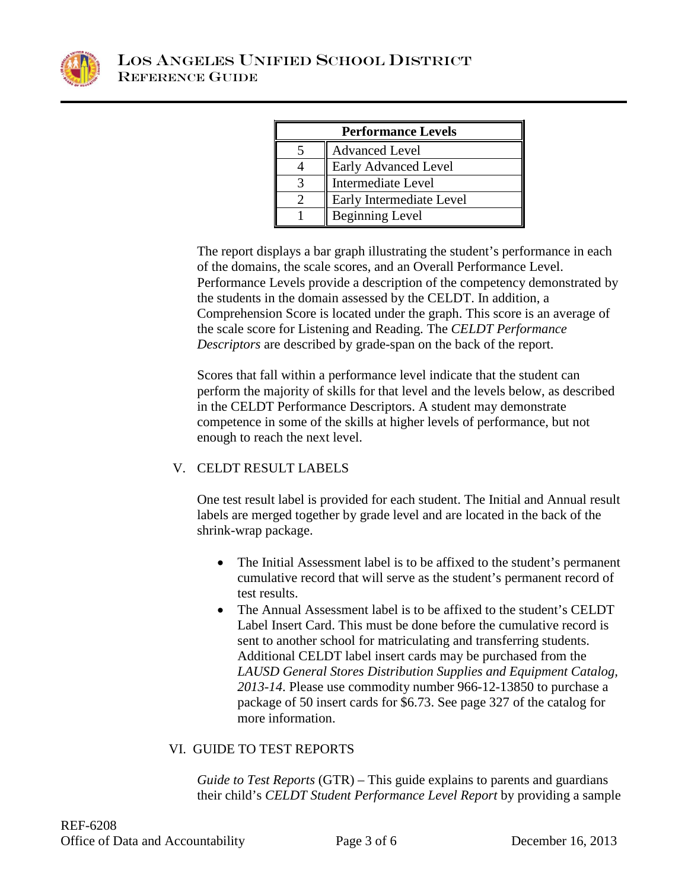| Performance Levels | |
|---|---|
| 5 | Advanced Level |
| 4 | Early Advanced Level |
| 3 | Intermediate Level |
| 2 | Early Intermediate Level |
| 1 | Beginning Level |

The report displays a bar graph illustrating the student's performance in each of the domains, the scale scores, and an Overall Performance Level. Performance Levels provide a description of the competency demonstrated by the students in the domain assessed by the CELDT. In addition, a Comprehension Score is located under the graph. This score is an average of the scale score for Listening and Reading. The *CELDT Performance Descriptors* are described by grade-span on the back of the report.

Scores that fall within a performance level indicate that the student can perform the majority of skills for that level and the levels below, as described in the CELDT Performance Descriptors. A student may demonstrate competence in some of the skills at higher levels of performance, but not enough to reach the next level.

## V. CELDT RESULT LABELS

One test result label is provided for each student. The Initial and Annual result labels are merged together by grade level and are located in the back of the shrink-wrap package.

- The Initial Assessment label is to be affixed to the student's permanent cumulative record that will serve as the student's permanent record of test results.
- The Annual Assessment label is to be affixed to the student's CELDT Label Insert Card. This must be done before the cumulative record is sent to another school for matriculating and transferring students. Additional CELDT label insert cards may be purchased from the *LAUSD General Stores Distribution Supplies and Equipment Catalog, 2013-14*. Please use commodity number 966-12-13850 to purchase a package of 50 insert cards for $6.73. See page 327 of the catalog for more information.

## VI. GUIDE TO TEST REPORTS

*Guide to Test Reports* (GTR) – This guide explains to parents and guardians their child's *CELDT Student Performance Level Report* by providing a sample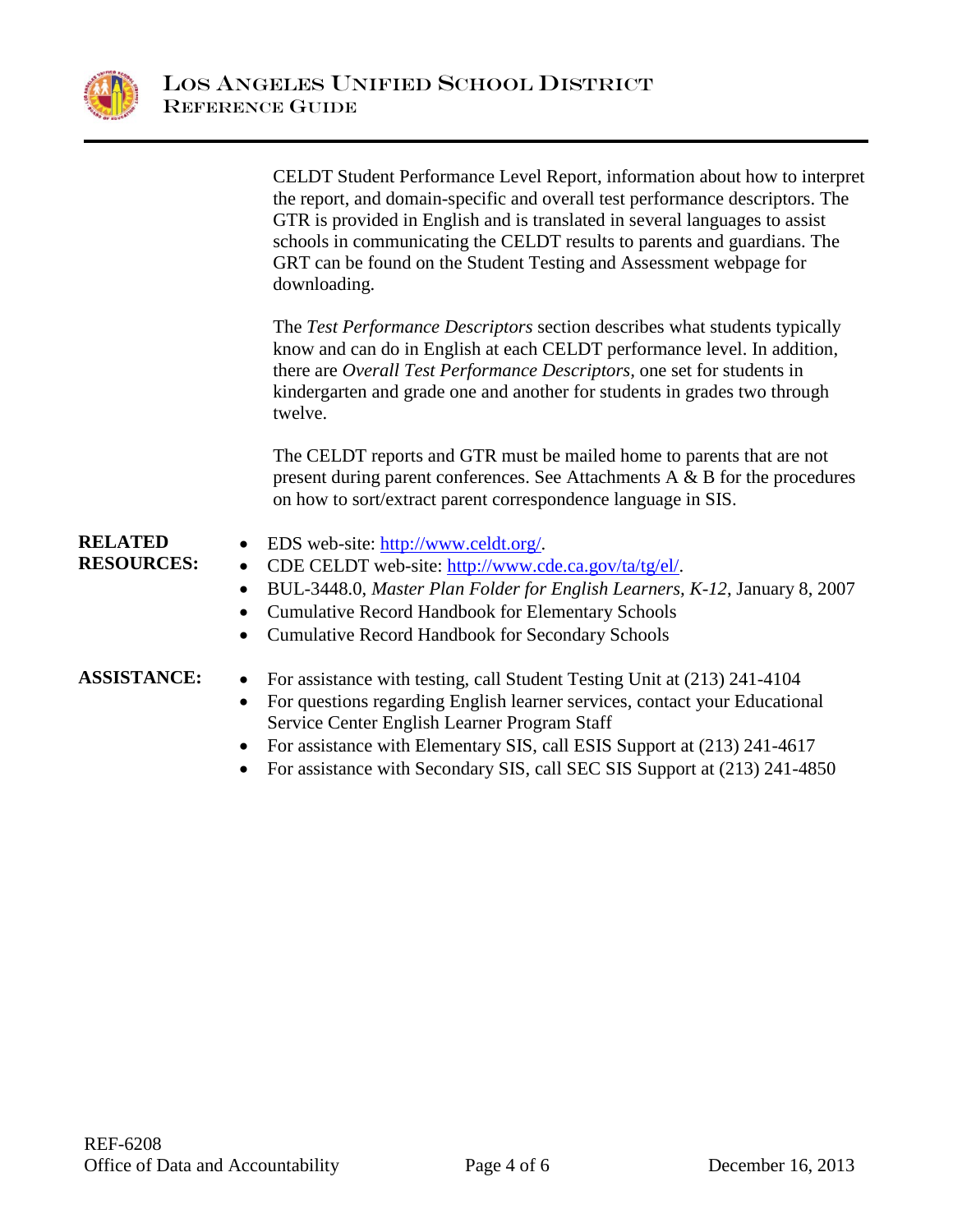CELDT Student Performance Level Report, information about how to interpret the report, and domain-specific and overall test performance descriptors. The GTR is provided in English and is translated in several languages to assist schools in communicating the CELDT results to parents and guardians. The GRT can be found on the Student Testing and Assessment webpage for downloading.

The *Test Performance Descriptors* section describes what students typically know and can do in English at each CELDT performance level. In addition, there are *Overall Test Performance Descriptors,* one set for students in kindergarten and grade one and another for students in grades two through twelve.

The CELDT reports and GTR must be mailed home to parents that are not present during parent conferences. See Attachments A & B for the procedures on how to sort/extract parent correspondence language in SIS.

**RELATED RESOURCES:**

- EDS web-site: http://www.celdt.org/.
- CDE CELDT web-site: http://www.cde.ca.gov/ta/tg/el/.
- BUL-3448.0, *Master Plan Folder for English Learners, K-12*, January 8, 2007
- Cumulative Record Handbook for Elementary Schools
- Cumulative Record Handbook for Secondary Schools

**ASSISTANCE:**

- For assistance with testing, call Student Testing Unit at (213) 241-4104
- For questions regarding English learner services, contact your Educational Service Center English Learner Program Staff
- For assistance with Elementary SIS, call ESIS Support at (213) 241-4617
- For assistance with Secondary SIS, call SEC SIS Support at (213) 241-4850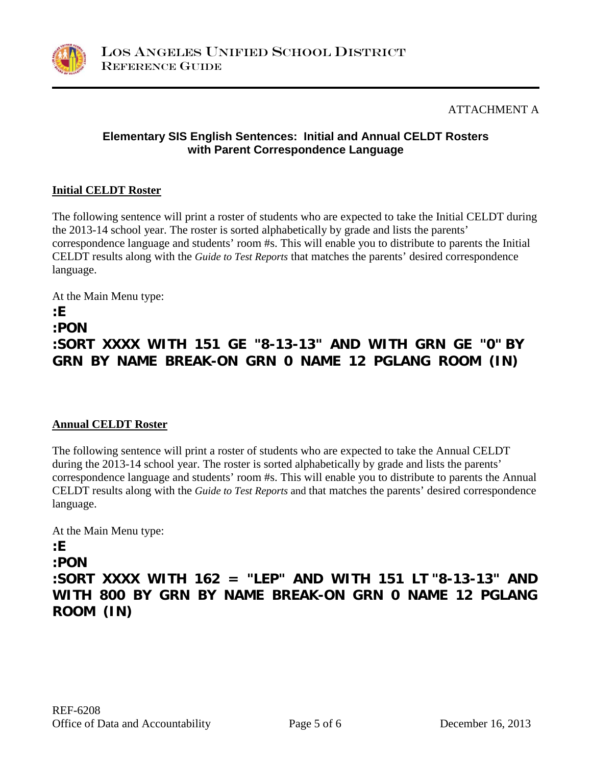ATTACHMENT A

## Elementary SIS English Sentences: Initial and Annual CELDT Rosters with Parent Correspondence Language

### Initial CELDT Roster

The following sentence will print a roster of students who are expected to take the Initial CELDT during the 2013-14 school year. The roster is sorted alphabetically by grade and lists the parents' correspondence language and students' room #s. This will enable you to distribute to parents the Initial CELDT results along with the *Guide to Test Reports* that matches the parents' desired correspondence language.

At the Main Menu type:

```
:E
:PON
:SORT XXXX WITH 151 GE "8-13-13" AND WITH GRN GE "0" BY GRN BY NAME BREAK-ON GRN 0 NAME 12 PGLANG ROOM (IN)
```

### Annual CELDT Roster

The following sentence will print a roster of students who are expected to take the Annual CELDT during the 2013-14 school year. The roster is sorted alphabetically by grade and lists the parents' correspondence language and students' room #s. This will enable you to distribute to parents the Annual CELDT results along with the *Guide to Test Reports* and that matches the parents' desired correspondence language.

At the Main Menu type:

```
:E
:PON
:SORT XXXX WITH 162 = "LEP" AND WITH 151 LT "8-13-13" AND WITH 800 BY GRN BY NAME BREAK-ON GRN 0 NAME 12 PGLANG ROOM (IN)
```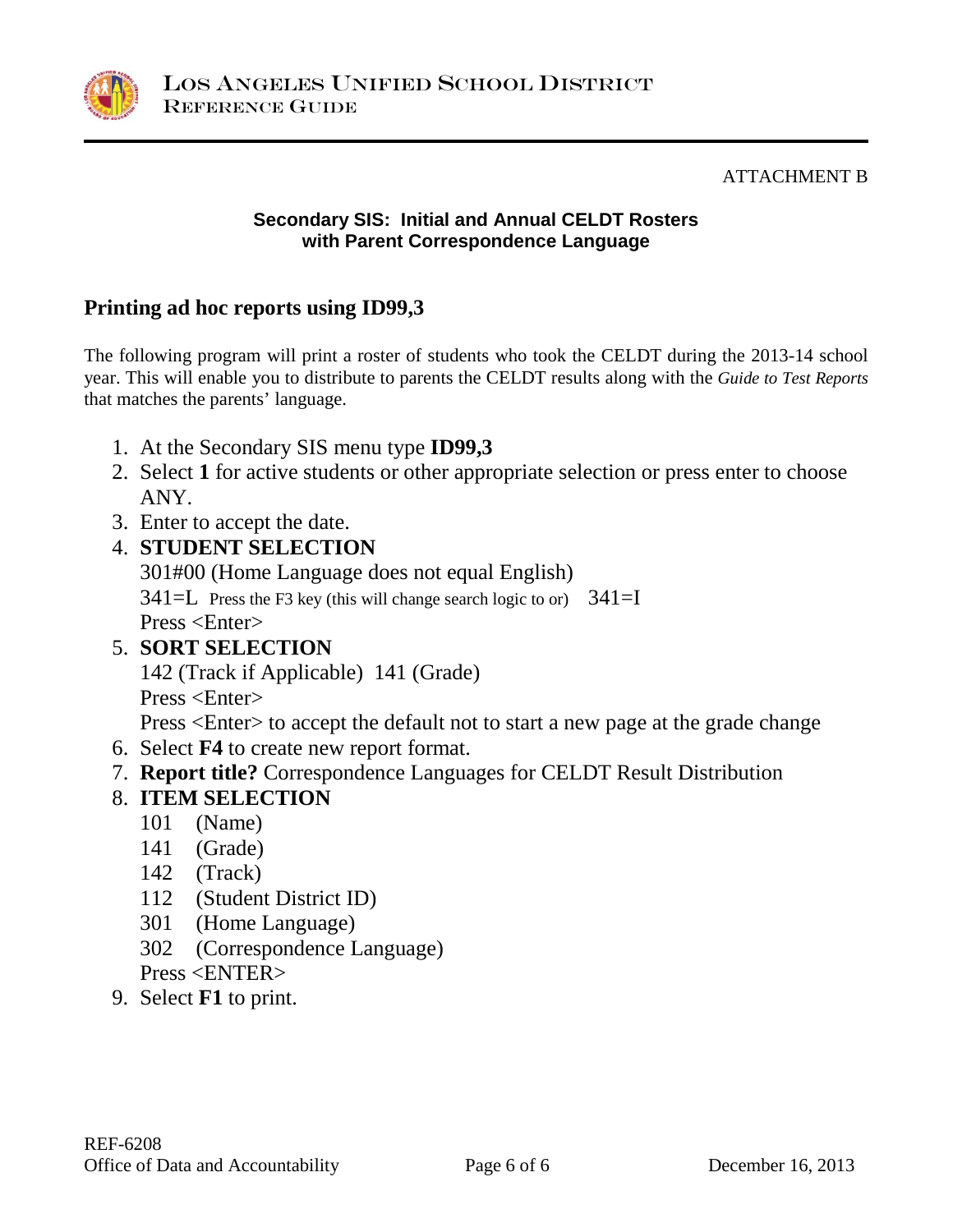ATTACHMENT B

**Secondary SIS: Initial and Annual CELDT Rosters with Parent Correspondence Language**

## Printing ad hoc reports using ID99,3

The following program will print a roster of students who took the CELDT during the 2013-14 school year. This will enable you to distribute to parents the CELDT results along with the *Guide to Test Reports* that matches the parents' language.

1. At the Secondary SIS menu type **ID99,3**
2. Select **1** for active students or other appropriate selection or press enter to choose ANY.
3. Enter to accept the date.
4. **STUDENT SELECTION**
   301#00 (Home Language does not equal English)
   341=L Press the F3 key (this will change search logic to or) 341=I
   Press <Enter>
5. **SORT SELECTION**
   142 (Track if Applicable) 141 (Grade)
   Press <Enter>
   Press <Enter> to accept the default not to start a new page at the grade change
6. Select **F4** to create new report format.
7. **Report title?** Correspondence Languages for CELDT Result Distribution
8. **ITEM SELECTION**
   101 (Name)
   141 (Grade)
   142 (Track)
   112 (Student District ID)
   301 (Home Language)
   302 (Correspondence Language)
   Press <ENTER>
9. Select **F1** to print.

REF-6208
Office of Data and Accountability
December 16, 2013